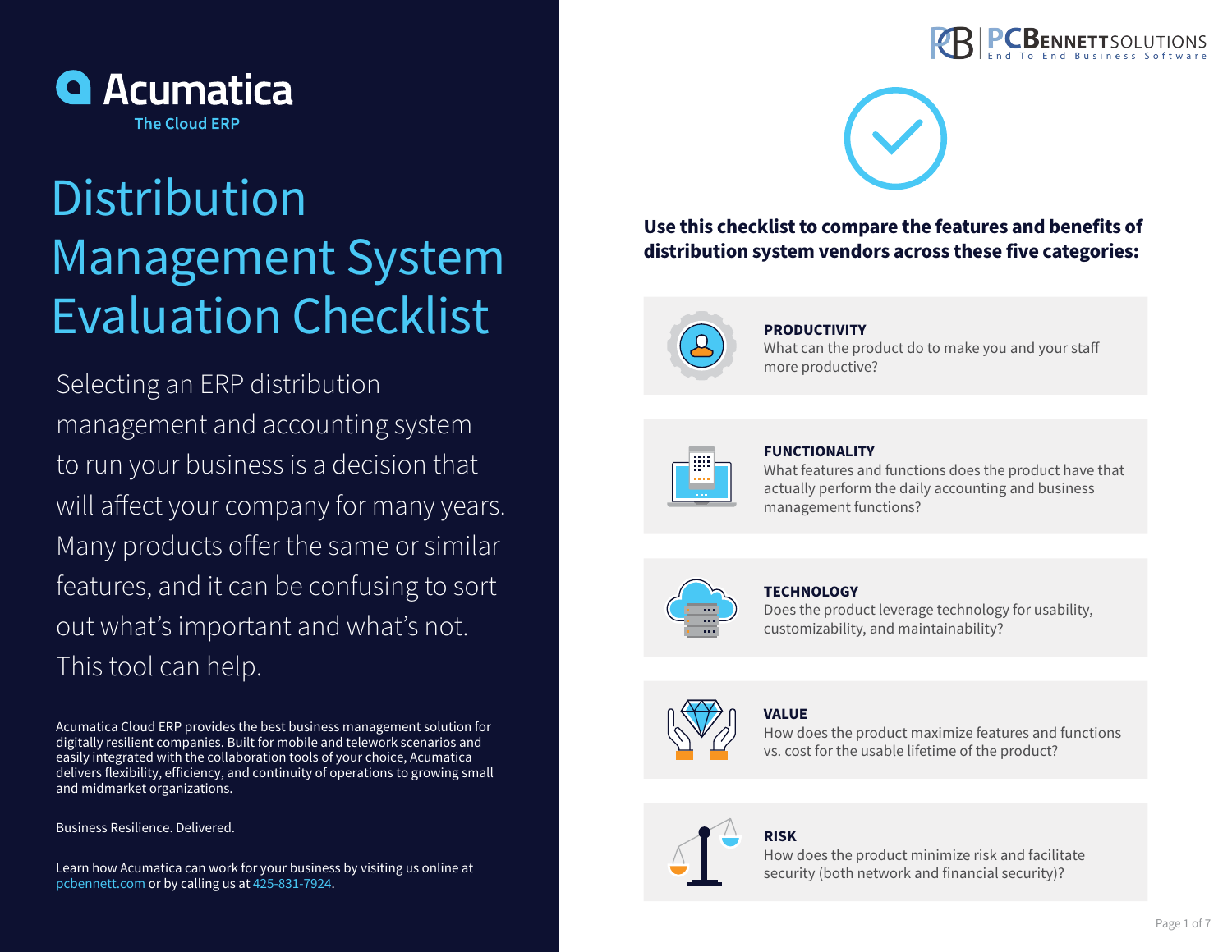Acumatica

The Cloud ERP

# Distribution Management System Evaluation Checklist

Selecting an ERP distribution management and accounting system to run your business is a decision that will affect your company for many years. Many products offer the same or similar features, and it can be confusing to sort out what's important and what's not. This tool can help.

Acumatica Cloud ERP provides the best business management solution for digitally resilient companies. Built for mobile and telework scenarios and easily integrated with the collaboration tools of your choice, Acumatica delivers flexibility, efficiency, and continuity of operations to growing small and midmarket organizations.

Business Resilience. Delivered.

Learn how Acumatica can work for your business by visiting us online at pcbennett.com or by calling us at 425-831-7924.

PCBENNETTSOLUTIONS
End To End Business Software

**Use this checklist to compare the features and benefits of distribution system vendors across these five categories:**

**PRODUCTIVITY**
What can the product do to make you and your staff more productive?

**FUNCTIONALITY**
What features and functions does the product have that actually perform the daily accounting and business management functions?

**TECHNOLOGY**
Does the product leverage technology for usability, customizability, and maintainability?

**VALUE**
How does the product maximize features and functions vs. cost for the usable lifetime of the product?

**RISK**
How does the product minimize risk and facilitate security (both network and financial security)?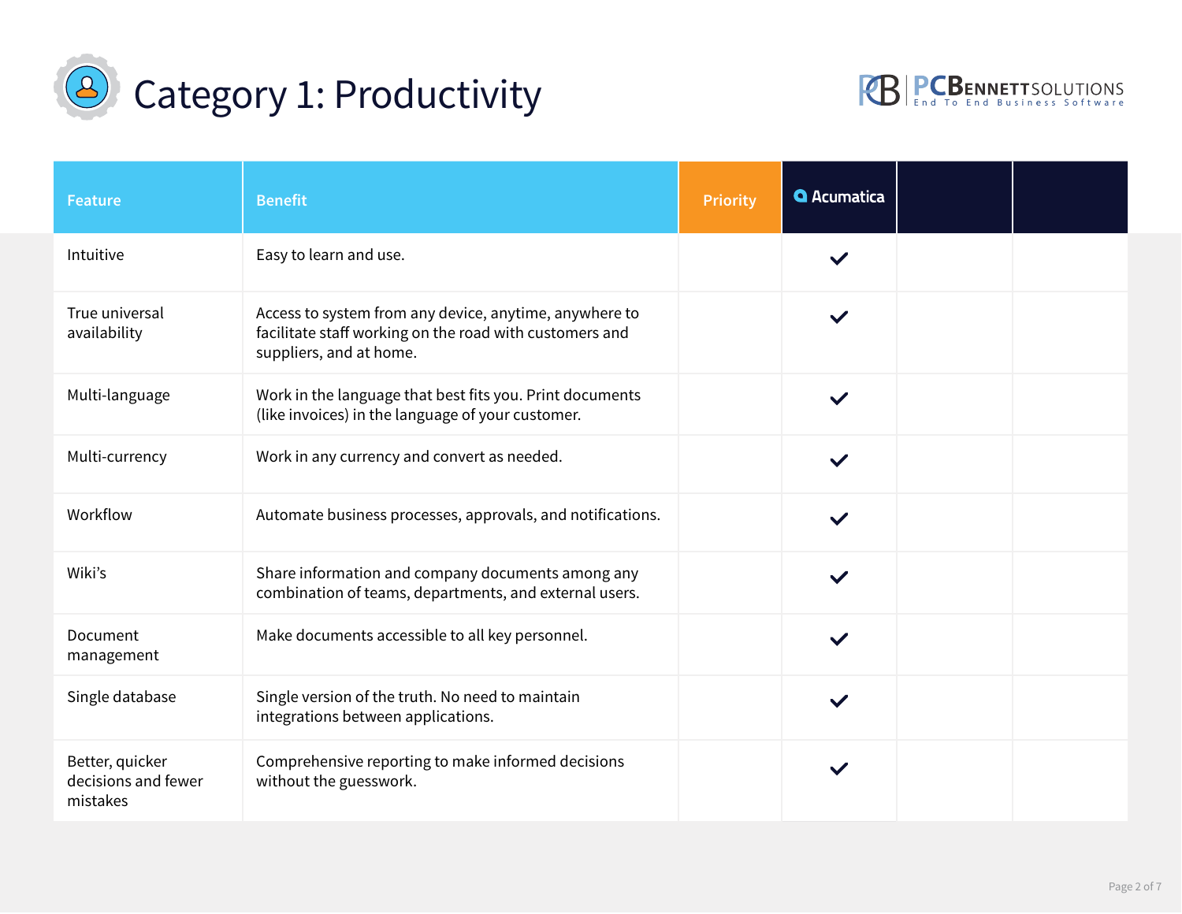# Category 1: Productivity

PCBENNETTSOLUTIONS
End To End Business Software

| Feature | Benefit | Priority | Acumatica | | |
|---|---|---|---|---|---|
| Intuitive | Easy to learn and use. | | ✓ | | |
| True universal availability | Access to system from any device, anytime, anywhere to facilitate staff working on the road with customers and suppliers, and at home. | | ✓ | | |
| Multi-language | Work in the language that best fits you. Print documents (like invoices) in the language of your customer. | | ✓ | | |
| Multi-currency | Work in any currency and convert as needed. | | ✓ | | |
| Workflow | Automate business processes, approvals, and notifications. | | ✓ | | |
| Wiki's | Share information and company documents among any combination of teams, departments, and external users. | | ✓ | | |
| Document management | Make documents accessible to all key personnel. | | ✓ | | |
| Single database | Single version of the truth. No need to maintain integrations between applications. | | ✓ | | |
| Better, quicker decisions and fewer mistakes | Comprehensive reporting to make informed decisions without the guesswork. | | ✓ | | |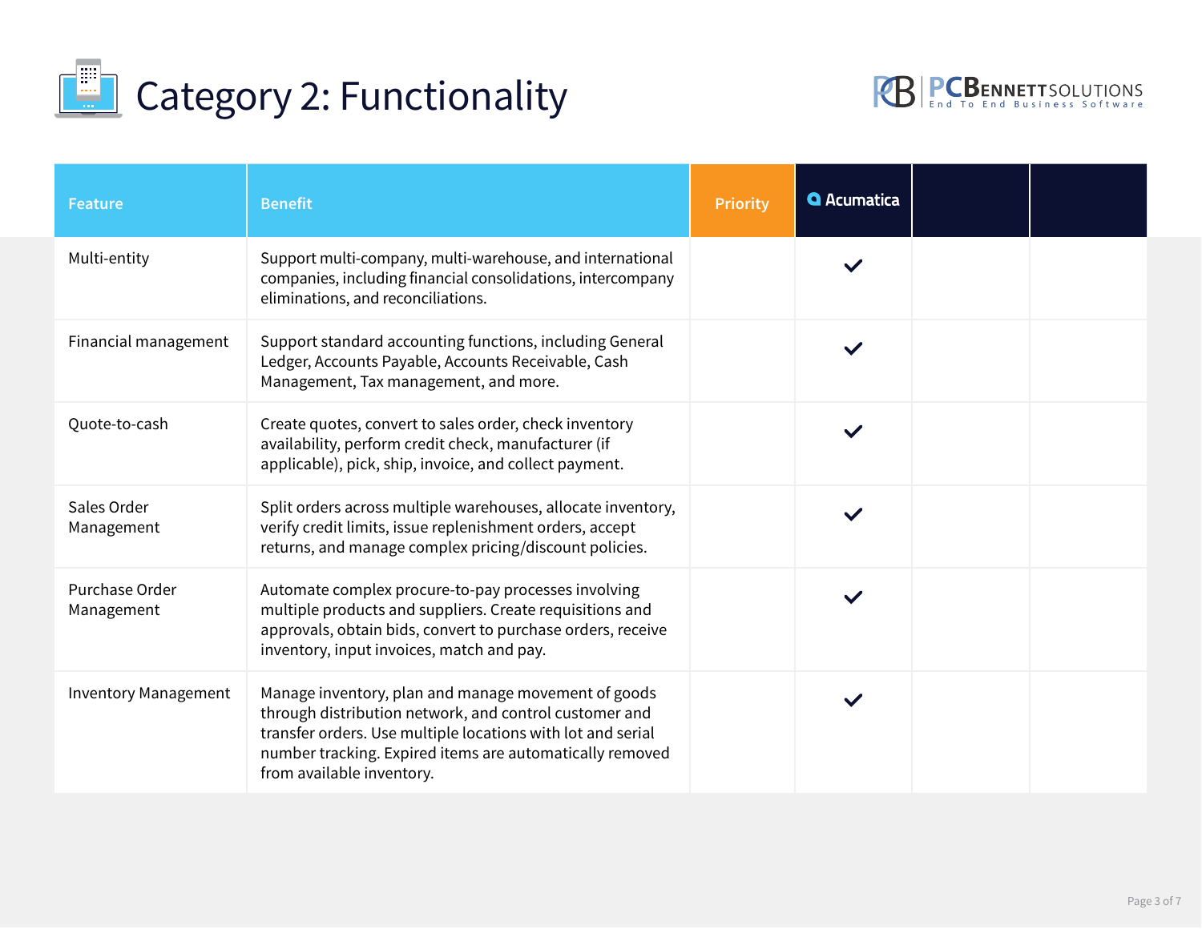# Category 2: Functionality

| Feature | Benefit | Priority | Acumatica | | |
|---|---|---|---|---|---|
| Multi-entity | Support multi-company, multi-warehouse, and international companies, including financial consolidations, intercompany eliminations, and reconciliations. | | ✓ | | |
| Financial management | Support standard accounting functions, including General Ledger, Accounts Payable, Accounts Receivable, Cash Management, Tax management, and more. | | ✓ | | |
| Quote-to-cash | Create quotes, convert to sales order, check inventory availability, perform credit check, manufacturer (if applicable), pick, ship, invoice, and collect payment. | | ✓ | | |
| Sales Order Management | Split orders across multiple warehouses, allocate inventory, verify credit limits, issue replenishment orders, accept returns, and manage complex pricing/discount policies. | | ✓ | | |
| Purchase Order Management | Automate complex procure-to-pay processes involving multiple products and suppliers. Create requisitions and approvals, obtain bids, convert to purchase orders, receive inventory, input invoices, match and pay. | | ✓ | | |
| Inventory Management | Manage inventory, plan and manage movement of goods through distribution network, and control customer and transfer orders. Use multiple locations with lot and serial number tracking. Expired items are automatically removed from available inventory. | | ✓ | | |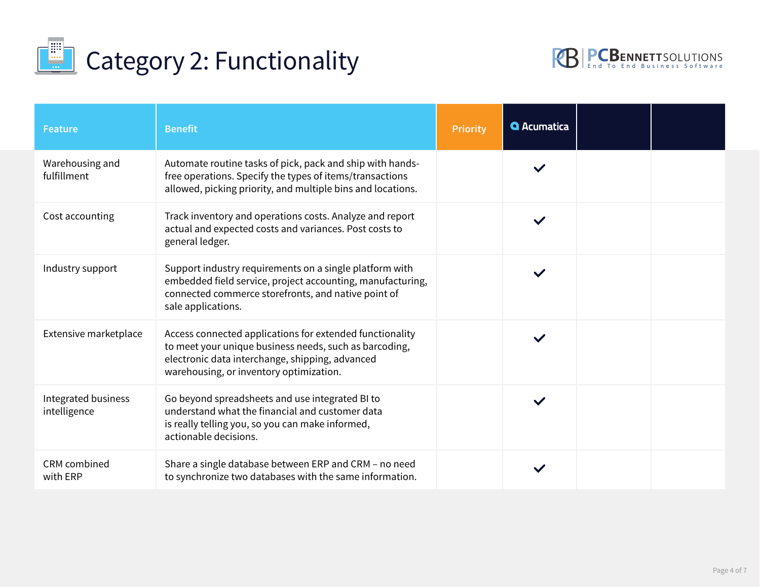# Category 2: Functionality

| Feature | Benefit | Priority | Acumatica | | |
|---|---|---|---|---|---|
| Warehousing and fulfillment | Automate routine tasks of pick, pack and ship with hands-free operations. Specify the types of items/transactions allowed, picking priority, and multiple bins and locations. | | ✓ | | |
| Cost accounting | Track inventory and operations costs. Analyze and report actual and expected costs and variances. Post costs to general ledger. | | ✓ | | |
| Industry support | Support industry requirements on a single platform with embedded field service, project accounting, manufacturing, connected commerce storefronts, and native point of sale applications. | | ✓ | | |
| Extensive marketplace | Access connected applications for extended functionality to meet your unique business needs, such as barcoding, electronic data interchange, shipping, advanced warehousing, or inventory optimization. | | ✓ | | |
| Integrated business intelligence | Go beyond spreadsheets and use integrated BI to understand what the financial and customer data is really telling you, so you can make informed, actionable decisions. | | ✓ | | |
| CRM combined with ERP | Share a single database between ERP and CRM – no need to synchronize two databases with the same information. | | ✓ | | |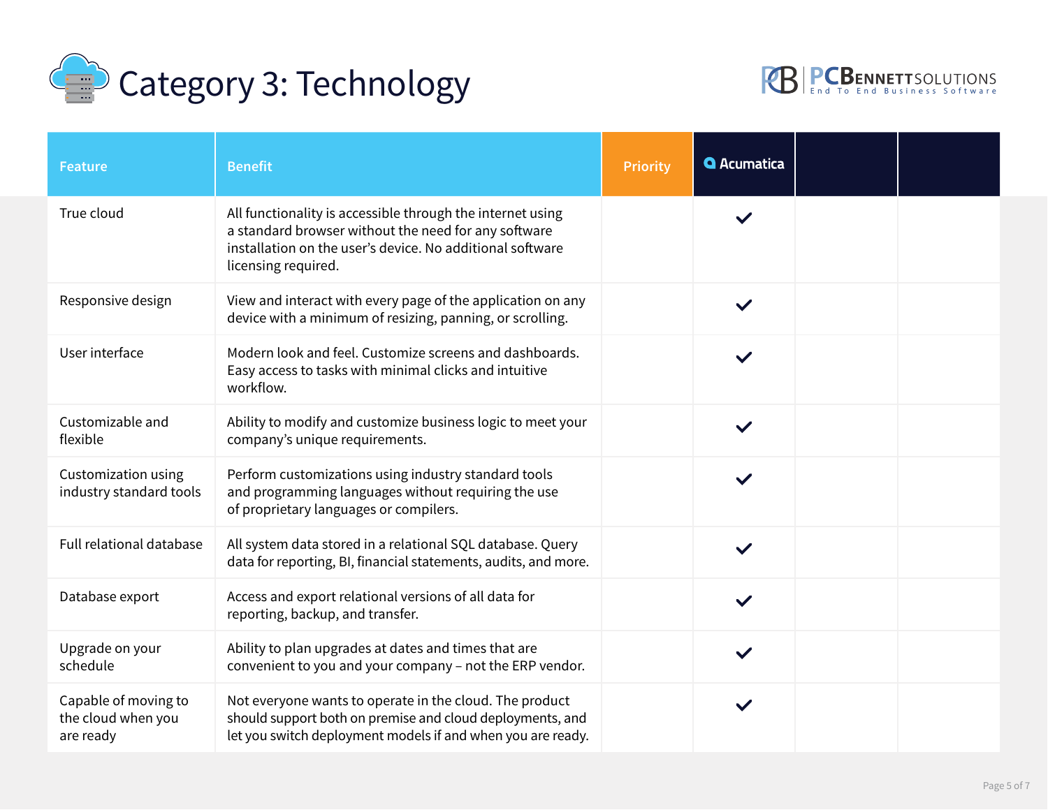# Category 3: Technology

PCBENNETTSOLUTIONS End To End Business Software

| Feature | Benefit | Priority | Acumatica | | |
|---|---|---|---|---|---|
| True cloud | All functionality is accessible through the internet using a standard browser without the need for any software installation on the user's device. No additional software licensing required. | | ✓ | | |
| Responsive design | View and interact with every page of the application on any device with a minimum of resizing, panning, or scrolling. | | ✓ | | |
| User interface | Modern look and feel. Customize screens and dashboards. Easy access to tasks with minimal clicks and intuitive workflow. | | ✓ | | |
| Customizable and flexible | Ability to modify and customize business logic to meet your company's unique requirements. | | ✓ | | |
| Customization using industry standard tools | Perform customizations using industry standard tools and programming languages without requiring the use of proprietary languages or compilers. | | ✓ | | |
| Full relational database | All system data stored in a relational SQL database. Query data for reporting, BI, financial statements, audits, and more. | | ✓ | | |
| Database export | Access and export relational versions of all data for reporting, backup, and transfer. | | ✓ | | |
| Upgrade on your schedule | Ability to plan upgrades at dates and times that are convenient to you and your company – not the ERP vendor. | | ✓ | | |
| Capable of moving to the cloud when you are ready | Not everyone wants to operate in the cloud. The product should support both on premise and cloud deployments, and let you switch deployment models if and when you are ready. | | ✓ | | |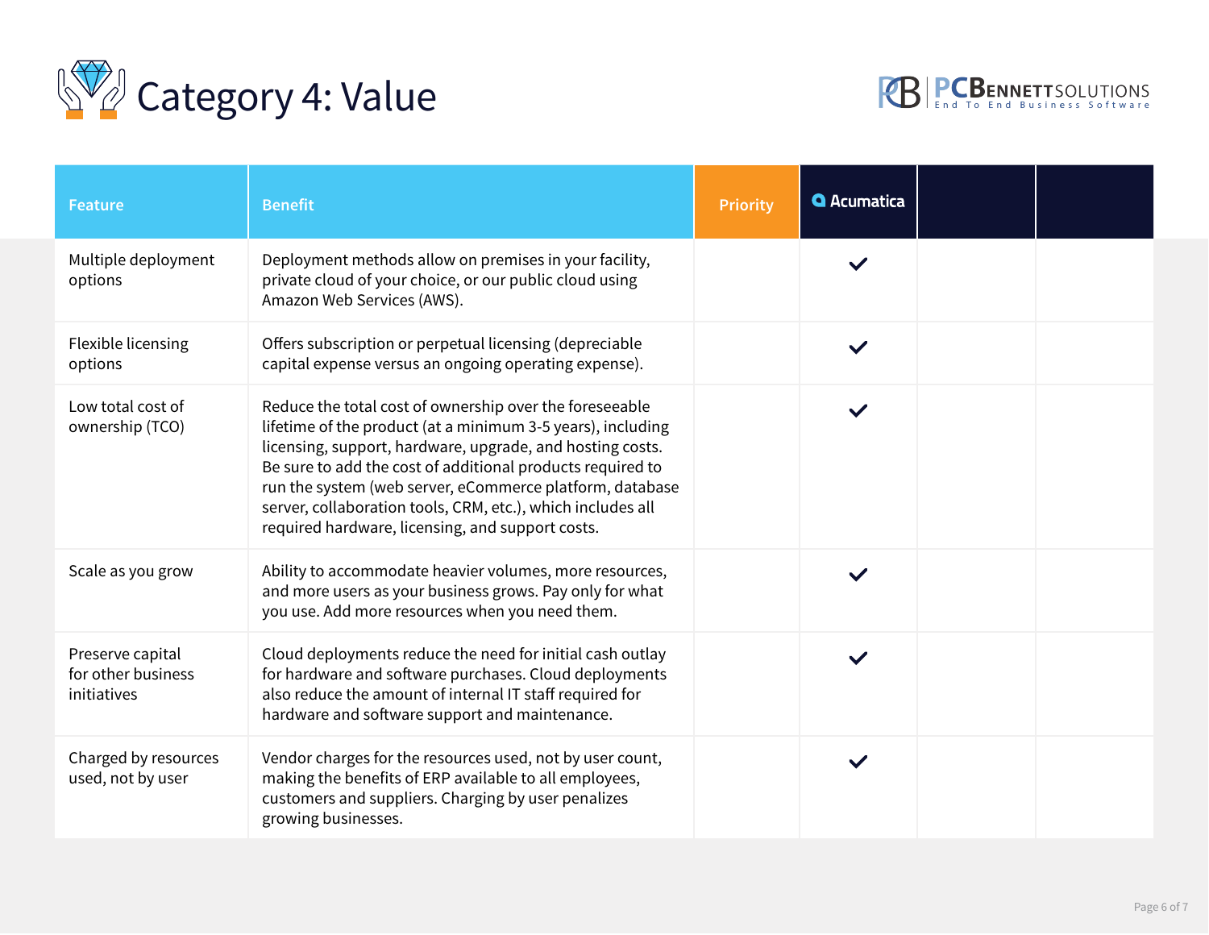# Category 4: Value

| Feature | Benefit | Priority | Acumatica | | |
|---|---|---|---|---|---|
| Multiple deployment options | Deployment methods allow on premises in your facility, private cloud of your choice, or our public cloud using Amazon Web Services (AWS). | | ✓ | | |
| Flexible licensing options | Offers subscription or perpetual licensing (depreciable capital expense versus an ongoing operating expense). | | ✓ | | |
| Low total cost of ownership (TCO) | Reduce the total cost of ownership over the foreseeable lifetime of the product (at a minimum 3-5 years), including licensing, support, hardware, upgrade, and hosting costs. Be sure to add the cost of additional products required to run the system (web server, eCommerce platform, database server, collaboration tools, CRM, etc.), which includes all required hardware, licensing, and support costs. | | ✓ | | |
| Scale as you grow | Ability to accommodate heavier volumes, more resources, and more users as your business grows. Pay only for what you use. Add more resources when you need them. | | ✓ | | |
| Preserve capital for other business initiatives | Cloud deployments reduce the need for initial cash outlay for hardware and software purchases. Cloud deployments also reduce the amount of internal IT staff required for hardware and software support and maintenance. | | ✓ | | |
| Charged by resources used, not by user | Vendor charges for the resources used, not by user count, making the benefits of ERP available to all employees, customers and suppliers. Charging by user penalizes growing businesses. | | ✓ | | |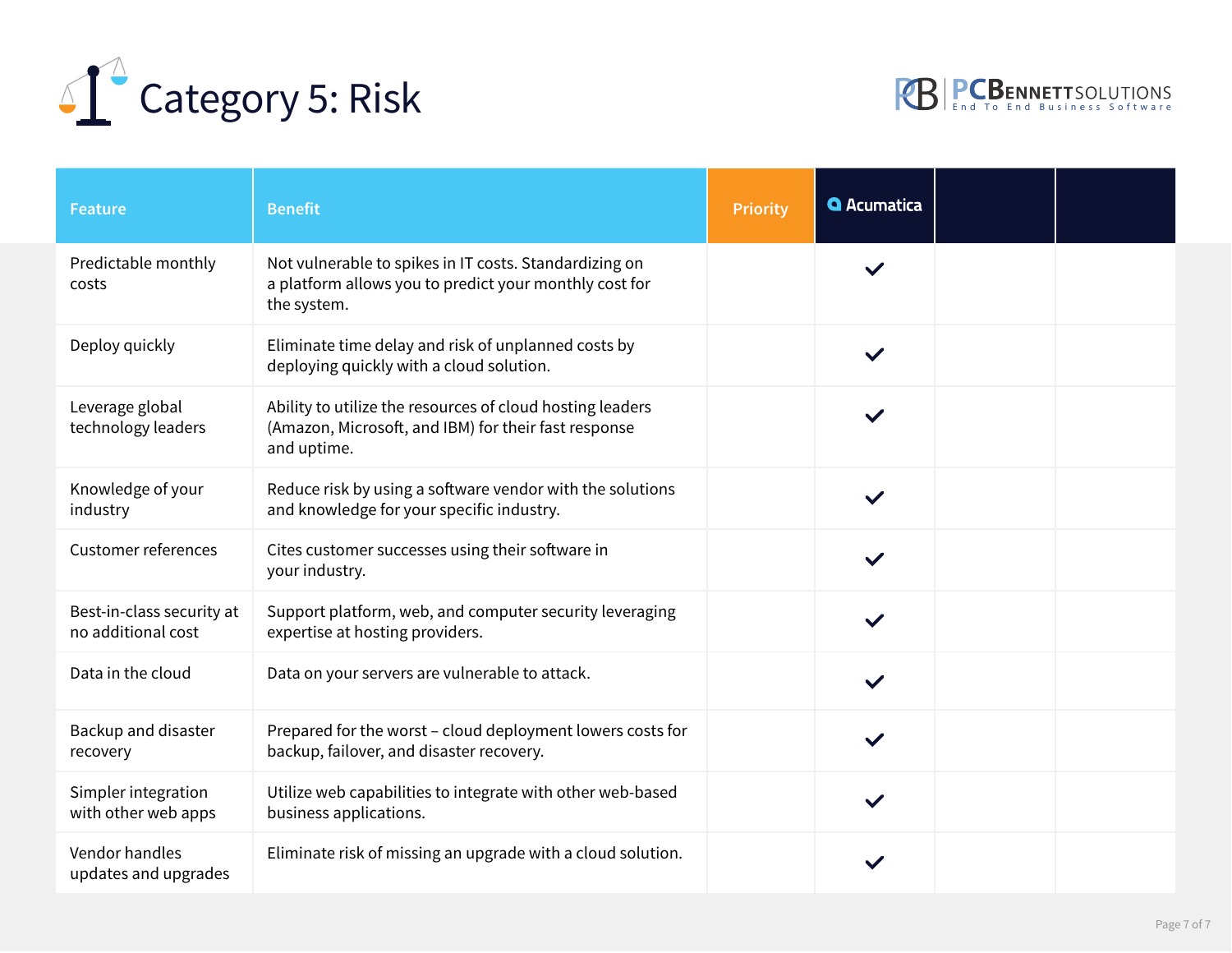# Category 5: Risk

PCBENNETTSOLUTIONS
End To End Business Software

| Feature | Benefit | Priority | Acumatica | | |
|---|---|---|---|---|---|
| Predictable monthly costs | Not vulnerable to spikes in IT costs. Standardizing on a platform allows you to predict your monthly cost for the system. | | ✓ | | |
| Deploy quickly | Eliminate time delay and risk of unplanned costs by deploying quickly with a cloud solution. | | ✓ | | |
| Leverage global technology leaders | Ability to utilize the resources of cloud hosting leaders (Amazon, Microsoft, and IBM) for their fast response and uptime. | | ✓ | | |
| Knowledge of your industry | Reduce risk by using a software vendor with the solutions and knowledge for your specific industry. | | ✓ | | |
| Customer references | Cites customer successes using their software in your industry. | | ✓ | | |
| Best-in-class security at no additional cost | Support platform, web, and computer security leveraging expertise at hosting providers. | | ✓ | | |
| Data in the cloud | Data on your servers are vulnerable to attack. | | ✓ | | |
| Backup and disaster recovery | Prepared for the worst – cloud deployment lowers costs for backup, failover, and disaster recovery. | | ✓ | | |
| Simpler integration with other web apps | Utilize web capabilities to integrate with other web-based business applications. | | ✓ | | |
| Vendor handles updates and upgrades | Eliminate risk of missing an upgrade with a cloud solution. | | ✓ | | |